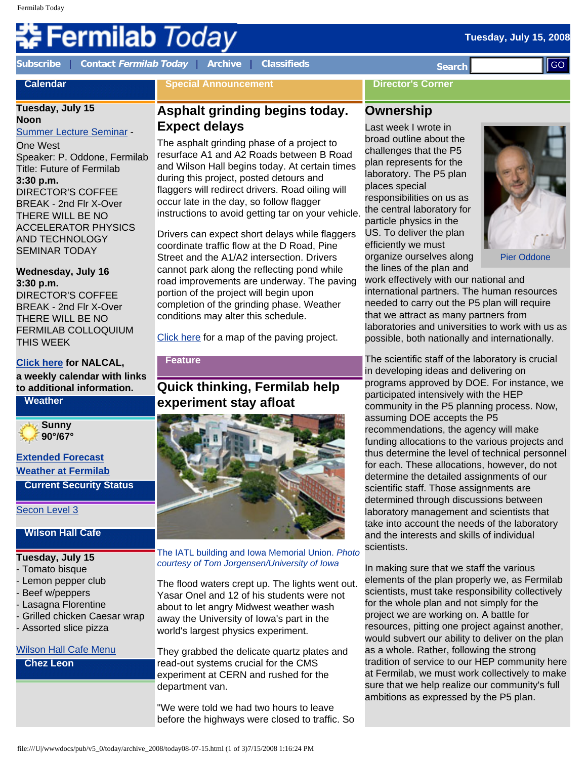# Fermilab Today

**Tuesday, July 15, 2008**

Subscribe | Contact *Fermilab Today* | Archive | Classifieds

Search GO

## Calendar

**Tuesday, July 15**
**Noon**
Summer Lecture Seminar - One West
Speaker: P. Oddone, Fermilab
Title: Future of Fermilab
**3:30 p.m.**
DIRECTOR'S COFFEE BREAK - 2nd Flr X-Over
THERE WILL BE NO ACCELERATOR PHYSICS AND TECHNOLOGY SEMINAR TODAY

**Wednesday, July 16**
**3:30 p.m.**
DIRECTOR'S COFFEE BREAK - 2nd Flr X-Over
THERE WILL BE NO FERMILAB COLLOQUIUM THIS WEEK

**Click here for NALCAL, a weekly calendar with links to additional information.**

## Weather

**Sunny**
**90°/67°**

**Extended Forecast**
**Weather at Fermilab**

## Current Security Status

Secon Level 3

## Wilson Hall Cafe

**Tuesday, July 15**
- Tomato bisque
- Lemon pepper club
- Beef w/peppers
- Lasagna Florentine
- Grilled chicken Caesar wrap
- Assorted slice pizza

Wilson Hall Cafe Menu

## Chez Leon

## Special Announcement

### Asphalt grinding begins today. Expect delays

The asphalt grinding phase of a project to resurface A1 and A2 Roads between B Road and Wilson Hall begins today. At certain times during this project, posted detours and flaggers will redirect drivers. Road oiling will occur late in the day, so follow flagger instructions to avoid getting tar on your vehicle.

Drivers can expect short delays while flaggers coordinate traffic flow at the D Road, Pine Street and the A1/A2 intersection. Drivers cannot park along the reflecting pond while road improvements are underway. The paving portion of the project will begin upon completion of the grinding phase. Weather conditions may alter this schedule.

Click here for a map of the paving project.

## Feature

### Quick thinking, Fermilab help experiment stay afloat

The IATL building and Iowa Memorial Union. *Photo courtesy of Tom Jorgensen/University of Iowa*

The flood waters crept up. The lights went out. Yasar Onel and 12 of his students were not about to let angry Midwest weather wash away the University of Iowa's part in the world's largest physics experiment.

They grabbed the delicate quartz plates and read-out systems crucial for the CMS experiment at CERN and rushed for the department van.

"We were told we had two hours to leave before the highways were closed to traffic. So

## Director's Corner

### Ownership

Pier Oddone

Last week I wrote in broad outline about the challenges that the P5 plan represents for the laboratory. The P5 plan places special responsibilities on us as the central laboratory for particle physics in the US. To deliver the plan efficiently we must organize ourselves along the lines of the plan and work effectively with our national and international partners. The human resources needed to carry out the P5 plan will require that we attract as many partners from laboratories and universities to work with us as possible, both nationally and internationally.

The scientific staff of the laboratory is crucial in developing ideas and delivering on programs approved by DOE. For instance, we participated intensively with the HEP community in the P5 planning process. Now, assuming DOE accepts the P5 recommendations, the agency will make funding allocations to the various projects and thus determine the level of technical personnel for each. These allocations, however, do not determine the detailed assignments of our scientific staff. Those assignments are determined through discussions between laboratory management and scientists that take into account the needs of the laboratory and the interests and skills of individual scientists.

In making sure that we staff the various elements of the plan properly we, as Fermilab scientists, must take responsibility collectively for the whole plan and not simply for the project we are working on. A battle for resources, pitting one project against another, would subvert our ability to deliver on the plan as a whole. Rather, following the strong tradition of service to our HEP community here at Fermilab, we must work collectively to make sure that we help realize our community's full ambitions as expressed by the P5 plan.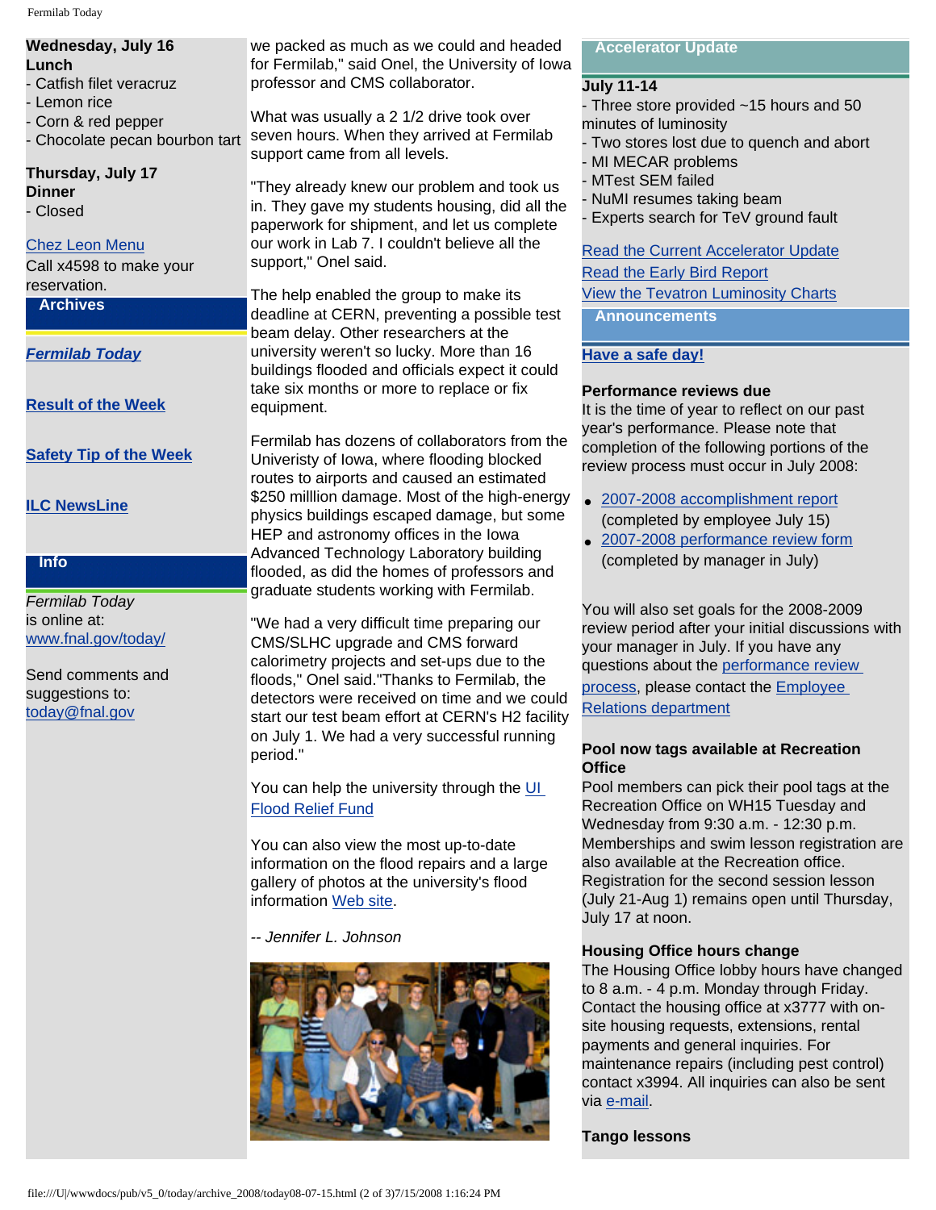**Wednesday, July 16**
**Lunch**
- Catfish filet veracruz
- Lemon rice
- Corn & red pepper
- Chocolate pecan bourbon tart

**Thursday, July 17**
**Dinner**
- Closed

Chez Leon Menu
Call x4598 to make your reservation.

## Archives

***Fermilab Today***

**Result of the Week**

**Safety Tip of the Week**

**ILC NewsLine**

## Info

*Fermilab Today* is online at: www.fnal.gov/today/

Send comments and suggestions to: today@fnal.gov

we packed as much as we could and headed for Fermilab," said Onel, the University of Iowa professor and CMS collaborator.

What was usually a 2 1/2 drive took over seven hours. When they arrived at Fermilab support came from all levels.

"They already knew our problem and took us in. They gave my students housing, did all the paperwork for shipment, and let us complete our work in Lab 7. I couldn't believe all the support," Onel said.

The help enabled the group to make its deadline at CERN, preventing a possible test beam delay. Other researchers at the university weren't so lucky. More than 16 buildings flooded and officials expect it could take six months or more to replace or fix equipment.

Fermilab has dozens of collaborators from the Univeristy of Iowa, where flooding blocked routes to airports and caused an estimated $250 milllion damage. Most of the high-energy physics buildings escaped damage, but some HEP and astronomy offices in the Iowa Advanced Technology Laboratory building flooded, as did the homes of professors and graduate students working with Fermilab.

"We had a very difficult time preparing our CMS/SLHC upgrade and CMS forward calorimetry projects and set-ups due to the floods," Onel said."Thanks to Fermilab, the detectors were received on time and we could start our test beam effort at CERN's H2 facility on July 1. We had a very successful running period."

You can help the university through the UI Flood Relief Fund

You can also view the most up-to-date information on the flood repairs and a large gallery of photos at the university's flood information Web site.

*-- Jennifer L. Johnson*

## Accelerator Update

**July 11-14**
- Three store provided ~15 hours and 50 minutes of luminosity
- Two stores lost due to quench and abort
- MI MECAR problems
- MTest SEM failed
- NuMI resumes taking beam
- Experts search for TeV ground fault

Read the Current Accelerator Update
Read the Early Bird Report
View the Tevatron Luminosity Charts

## Announcements

**Have a safe day!**

**Performance reviews due**
It is the time of year to reflect on our past year's performance. Please note that completion of the following portions of the review process must occur in July 2008:

- 2007-2008 accomplishment report (completed by employee July 15)
- 2007-2008 performance review form (completed by manager in July)

You will also set goals for the 2008-2009 review period after your initial discussions with your manager in July. If you have any questions about the performance review process, please contact the Employee Relations department

**Pool now tags available at Recreation Office**
Pool members can pick their pool tags at the Recreation Office on WH15 Tuesday and Wednesday from 9:30 a.m. - 12:30 p.m. Memberships and swim lesson registration are also available at the Recreation office. Registration for the second session lesson (July 21-Aug 1) remains open until Thursday, July 17 at noon.

**Housing Office hours change**
The Housing Office lobby hours have changed to 8 a.m. - 4 p.m. Monday through Friday. Contact the housing office at x3777 with on-site housing requests, extensions, rental payments and general inquiries. For maintenance repairs (including pest control) contact x3994. All inquiries can also be sent via e-mail.

**Tango lessons**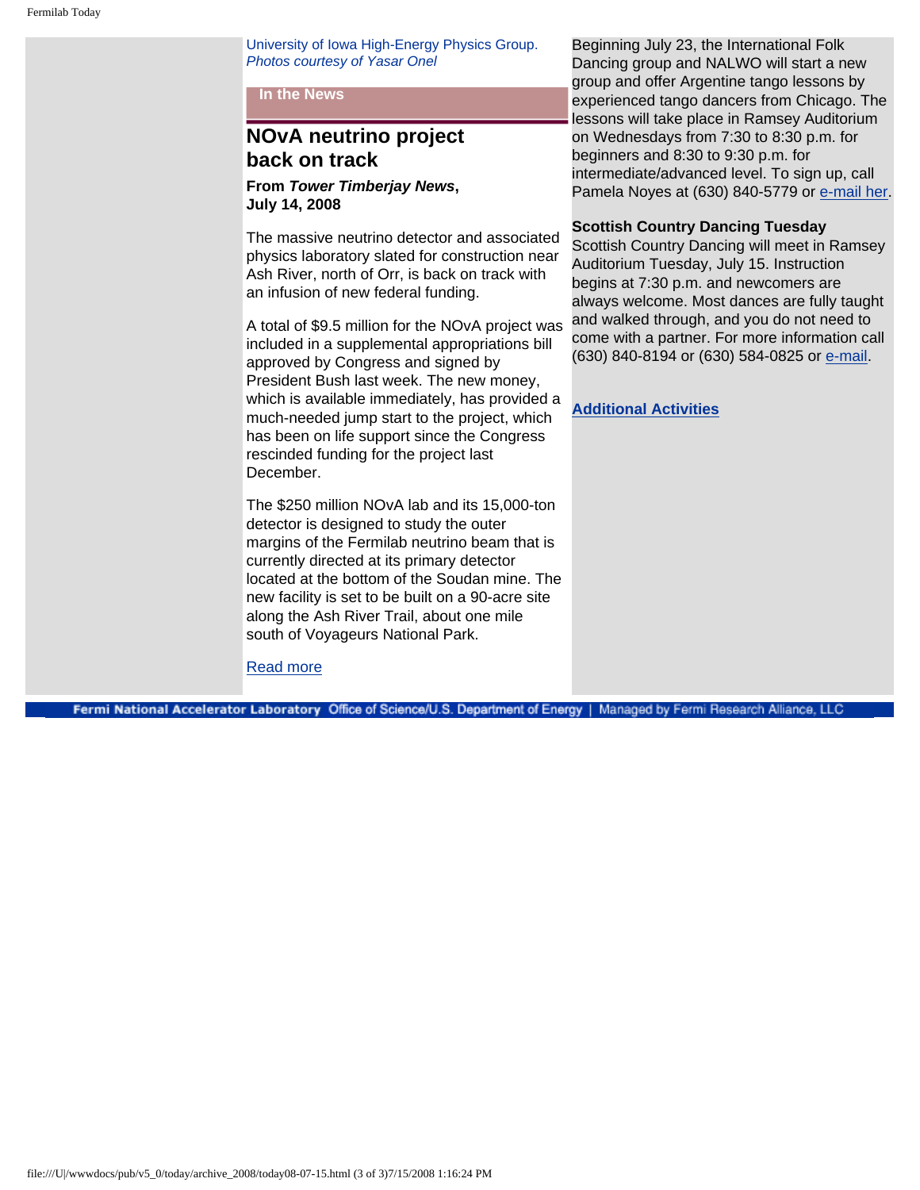University of Iowa High-Energy Physics Group.
*Photos courtesy of Yasar Onel*

## In the News

### NOvA neutrino project back on track

**From *Tower Timberjay News*, July 14, 2008**

The massive neutrino detector and associated physics laboratory slated for construction near Ash River, north of Orr, is back on track with an infusion of new federal funding.

A total of $9.5 million for the NOvA project was included in a supplemental appropriations bill approved by Congress and signed by President Bush last week. The new money, which is available immediately, has provided a much-needed jump start to the project, which has been on life support since the Congress rescinded funding for the project last December.

The $250 million NOvA lab and its 15,000-ton detector is designed to study the outer margins of the Fermilab neutrino beam that is currently directed at its primary detector located at the bottom of the Soudan mine. The new facility is set to be built on a 90-acre site along the Ash River Trail, about one mile south of Voyageurs National Park.

Read more

Beginning July 23, the International Folk Dancing group and NALWO will start a new group and offer Argentine tango lessons by experienced tango dancers from Chicago. The lessons will take place in Ramsey Auditorium on Wednesdays from 7:30 to 8:30 p.m. for beginners and 8:30 to 9:30 p.m. for intermediate/advanced level. To sign up, call Pamela Noyes at (630) 840-5779 or e-mail her.

**Scottish Country Dancing Tuesday**
Scottish Country Dancing will meet in Ramsey Auditorium Tuesday, July 15. Instruction begins at 7:30 p.m. and newcomers are always welcome. Most dances are fully taught and walked through, and you do not need to come with a partner. For more information call (630) 840-8194 or (630) 584-0825 or e-mail.

**Additional Activities**

Fermi National Accelerator Laboratory Office of Science/U.S. Department of Energy | Managed by Fermi Research Alliance, LLC